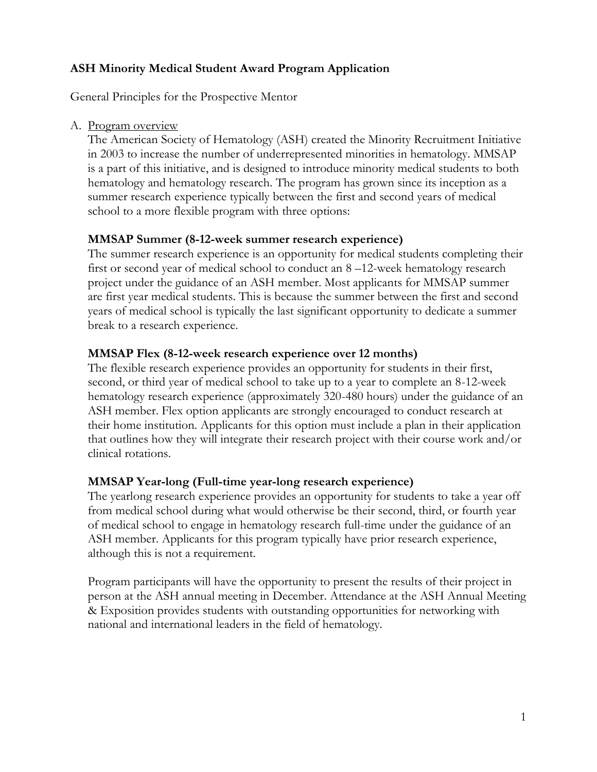**ASH Minority Medical Student Award Program Application**

General Principles for the Prospective Mentor

A. Program overview

The American Society of Hematology (ASH) created the Minority Recruitment Initiative in 2003 to increase the number of underrepresented minorities in hematology. MMSAP is a part of this initiative, and is designed to introduce minority medical students to both hematology and hematology research. The program has grown since its inception as a summer research experience typically between the first and second years of medical school to a more flexible program with three options:

**MMSAP Summer (8-12-week summer research experience)**

The summer research experience is an opportunity for medical students completing their first or second year of medical school to conduct an 8 –12-week hematology research project under the guidance of an ASH member. Most applicants for MMSAP summer are first year medical students. This is because the summer between the first and second years of medical school is typically the last significant opportunity to dedicate a summer break to a research experience.

**MMSAP Flex (8-12-week research experience over 12 months)**

The flexible research experience provides an opportunity for students in their first, second, or third year of medical school to take up to a year to complete an 8-12-week hematology research experience (approximately 320-480 hours) under the guidance of an ASH member. Flex option applicants are strongly encouraged to conduct research at their home institution. Applicants for this option must include a plan in their application that outlines how they will integrate their research project with their course work and/or clinical rotations.

**MMSAP Year-long (Full-time year-long research experience)**

The yearlong research experience provides an opportunity for students to take a year off from medical school during what would otherwise be their second, third, or fourth year of medical school to engage in hematology research full-time under the guidance of an ASH member. Applicants for this program typically have prior research experience, although this is not a requirement.

Program participants will have the opportunity to present the results of their project in person at the ASH annual meeting in December. Attendance at the ASH Annual Meeting & Exposition provides students with outstanding opportunities for networking with national and international leaders in the field of hematology.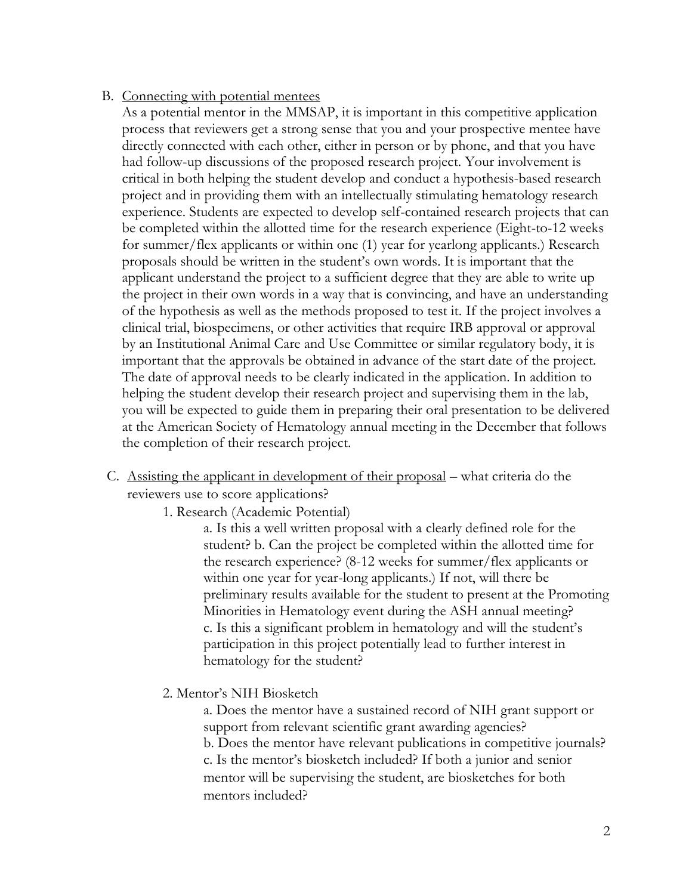B. Connecting with potential mentees

As a potential mentor in the MMSAP, it is important in this competitive application process that reviewers get a strong sense that you and your prospective mentee have directly connected with each other, either in person or by phone, and that you have had follow-up discussions of the proposed research project. Your involvement is critical in both helping the student develop and conduct a hypothesis-based research project and in providing them with an intellectually stimulating hematology research experience. Students are expected to develop self-contained research projects that can be completed within the allotted time for the research experience (Eight-to-12 weeks for summer/flex applicants or within one (1) year for yearlong applicants.) Research proposals should be written in the student's own words. It is important that the applicant understand the project to a sufficient degree that they are able to write up the project in their own words in a way that is convincing, and have an understanding of the hypothesis as well as the methods proposed to test it. If the project involves a clinical trial, biospecimens, or other activities that require IRB approval or approval by an Institutional Animal Care and Use Committee or similar regulatory body, it is important that the approvals be obtained in advance of the start date of the project. The date of approval needs to be clearly indicated in the application. In addition to helping the student develop their research project and supervising them in the lab, you will be expected to guide them in preparing their oral presentation to be delivered at the American Society of Hematology annual meeting in the December that follows the completion of their research project.

C. Assisting the applicant in development of their proposal – what criteria do the reviewers use to score applications?

1. Research (Academic Potential)

   a. Is this a well written proposal with a clearly defined role for the student? b. Can the project be completed within the allotted time for the research experience? (8-12 weeks for summer/flex applicants or within one year for year-long applicants.) If not, will there be preliminary results available for the student to present at the Promoting Minorities in Hematology event during the ASH annual meeting?
   c. Is this a significant problem in hematology and will the student's participation in this project potentially lead to further interest in hematology for the student?

2. Mentor's NIH Biosketch

   a. Does the mentor have a sustained record of NIH grant support or support from relevant scientific grant awarding agencies?
   b. Does the mentor have relevant publications in competitive journals?
   c. Is the mentor's biosketch included? If both a junior and senior mentor will be supervising the student, are biosketches for both mentors included?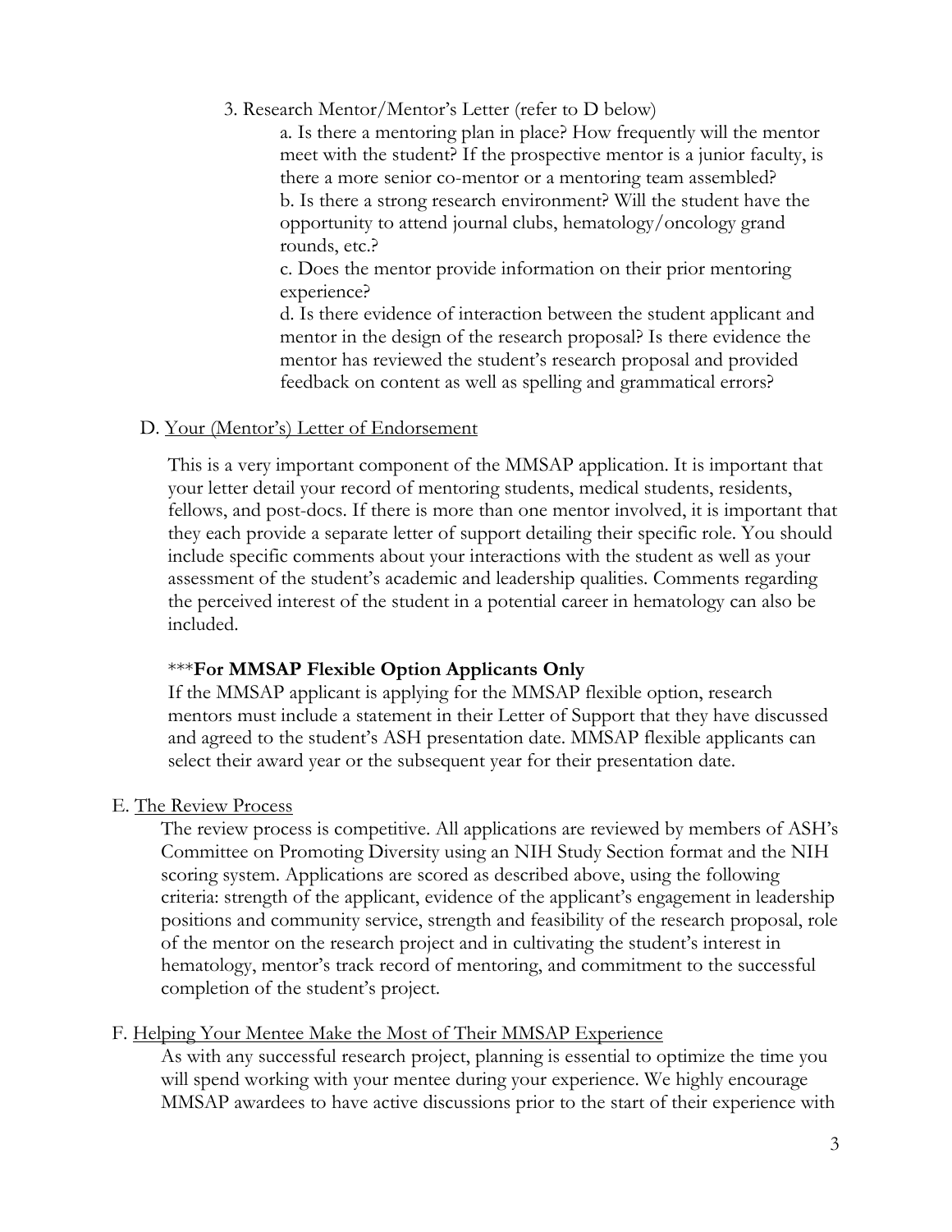3. Research Mentor/Mentor's Letter (refer to D below)

    a. Is there a mentoring plan in place? How frequently will the mentor meet with the student? If the prospective mentor is a junior faculty, is there a more senior co-mentor or a mentoring team assembled?

    b. Is there a strong research environment? Will the student have the opportunity to attend journal clubs, hematology/oncology grand rounds, etc.?

    c. Does the mentor provide information on their prior mentoring experience?

    d. Is there evidence of interaction between the student applicant and mentor in the design of the research proposal? Is there evidence the mentor has reviewed the student's research proposal and provided feedback on content as well as spelling and grammatical errors?

D. Your (Mentor's) Letter of Endorsement

This is a very important component of the MMSAP application. It is important that your letter detail your record of mentoring students, medical students, residents, fellows, and post-docs. If there is more than one mentor involved, it is important that they each provide a separate letter of support detailing their specific role. You should include specific comments about your interactions with the student as well as your assessment of the student's academic and leadership qualities. Comments regarding the perceived interest of the student in a potential career in hematology can also be included.

***__For MMSAP Flexible Option Applicants Only__

If the MMSAP applicant is applying for the MMSAP flexible option, research mentors must include a statement in their Letter of Support that they have discussed and agreed to the student's ASH presentation date. MMSAP flexible applicants can select their award year or the subsequent year for their presentation date.

E. The Review Process

The review process is competitive. All applications are reviewed by members of ASH's Committee on Promoting Diversity using an NIH Study Section format and the NIH scoring system. Applications are scored as described above, using the following criteria: strength of the applicant, evidence of the applicant's engagement in leadership positions and community service, strength and feasibility of the research proposal, role of the mentor on the research project and in cultivating the student's interest in hematology, mentor's track record of mentoring, and commitment to the successful completion of the student's project.

F. Helping Your Mentee Make the Most of Their MMSAP Experience

As with any successful research project, planning is essential to optimize the time you will spend working with your mentee during your experience. We highly encourage MMSAP awardees to have active discussions prior to the start of their experience with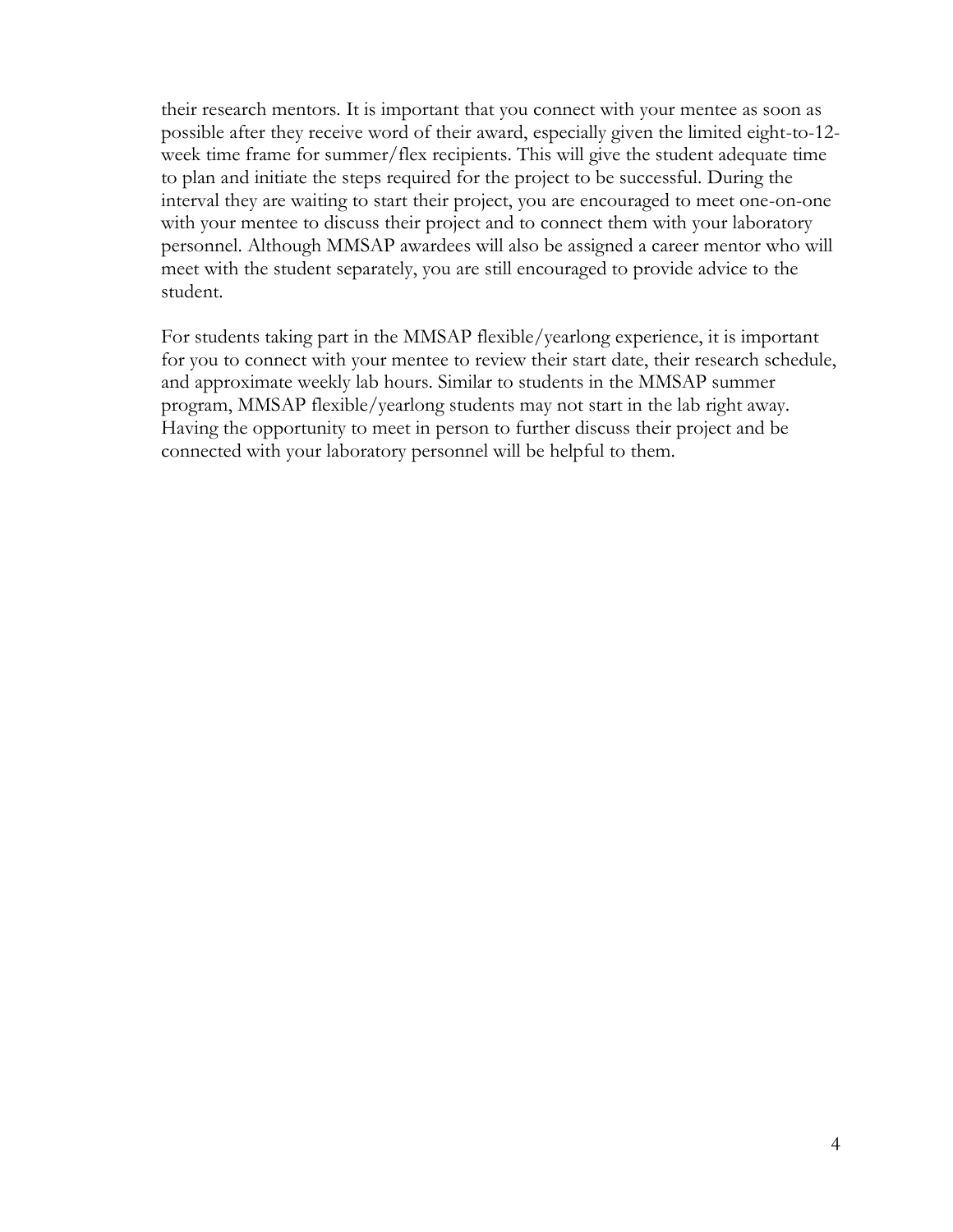their research mentors. It is important that you connect with your mentee as soon as possible after they receive word of their award, especially given the limited eight-to-12-week time frame for summer/flex recipients. This will give the student adequate time to plan and initiate the steps required for the project to be successful. During the interval they are waiting to start their project, you are encouraged to meet one-on-one with your mentee to discuss their project and to connect them with your laboratory personnel. Although MMSAP awardees will also be assigned a career mentor who will meet with the student separately, you are still encouraged to provide advice to the student.

For students taking part in the MMSAP flexible/yearlong experience, it is important for you to connect with your mentee to review their start date, their research schedule, and approximate weekly lab hours. Similar to students in the MMSAP summer program, MMSAP flexible/yearlong students may not start in the lab right away. Having the opportunity to meet in person to further discuss their project and be connected with your laboratory personnel will be helpful to them.